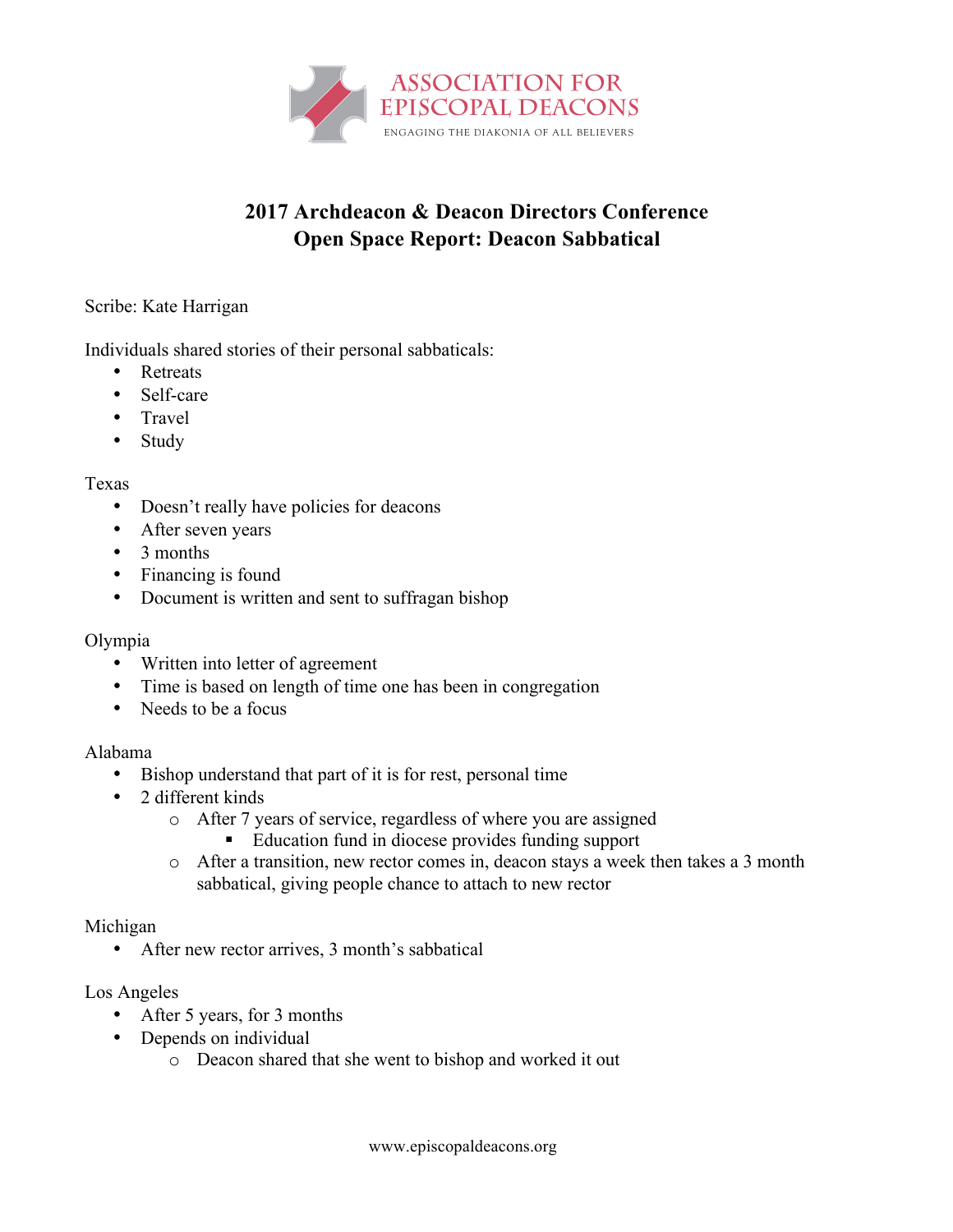ASSOCIATION FOR EPISCOPAL DEACONS
ENGAGING THE DIAKONIA OF ALL BELIEVERS

# 2017 Archdeacon & Deacon Directors Conference
## Open Space Report: Deacon Sabbatical

Scribe: Kate Harrigan

Individuals shared stories of their personal sabbaticals:

- Retreats
- Self-care
- Travel
- Study

Texas

- Doesn't really have policies for deacons
- After seven years
- 3 months
- Financing is found
- Document is written and sent to suffragan bishop

Olympia

- Written into letter of agreement
- Time is based on length of time one has been in congregation
- Needs to be a focus

Alabama

- Bishop understand that part of it is for rest, personal time
- 2 different kinds
    - After 7 years of service, regardless of where you are assigned
        - Education fund in diocese provides funding support
    - After a transition, new rector comes in, deacon stays a week then takes a 3 month sabbatical, giving people chance to attach to new rector

Michigan

- After new rector arrives, 3 month's sabbatical

Los Angeles

- After 5 years, for 3 months
- Depends on individual
    - Deacon shared that she went to bishop and worked it out

www.episcopaldeacons.org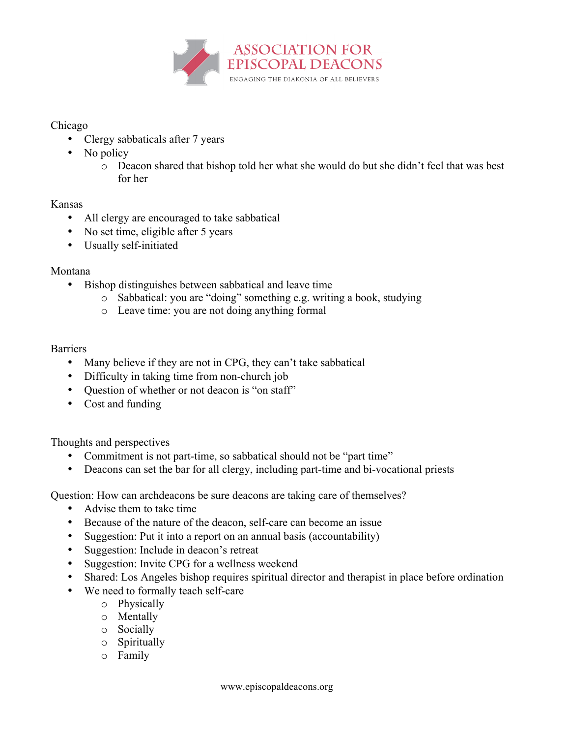Chicago

- Clergy sabbaticals after 7 years
- No policy
  - Deacon shared that bishop told her what she would do but she didn't feel that was best for her

Kansas

- All clergy are encouraged to take sabbatical
- No set time, eligible after 5 years
- Usually self-initiated

Montana

- Bishop distinguishes between sabbatical and leave time
  - Sabbatical: you are "doing" something e.g. writing a book, studying
  - Leave time: you are not doing anything formal

Barriers

- Many believe if they are not in CPG, they can't take sabbatical
- Difficulty in taking time from non-church job
- Question of whether or not deacon is "on staff"
- Cost and funding

Thoughts and perspectives

- Commitment is not part-time, so sabbatical should not be "part time"
- Deacons can set the bar for all clergy, including part-time and bi-vocational priests

Question: How can archdeacons be sure deacons are taking care of themselves?

- Advise them to take time
- Because of the nature of the deacon, self-care can become an issue
- Suggestion: Put it into a report on an annual basis (accountability)
- Suggestion: Include in deacon's retreat
- Suggestion: Invite CPG for a wellness weekend
- Shared: Los Angeles bishop requires spiritual director and therapist in place before ordination
- We need to formally teach self-care
  - Physically
  - Mentally
  - Socially
  - Spiritually
  - Family